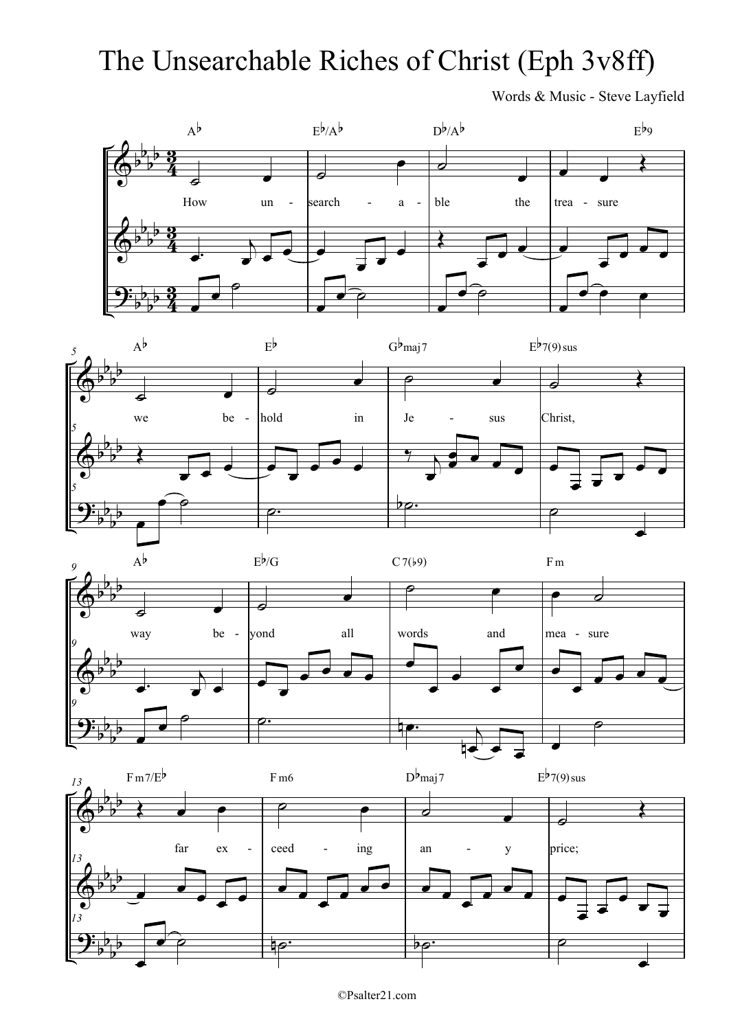# The Unsearchable Riches of Christ (Eph 3v8ff)

Words & Music - Steve Layfield

How unsearchable the treasure we behold in Jesus Christ, way beyond all words and measure far exceeding any price;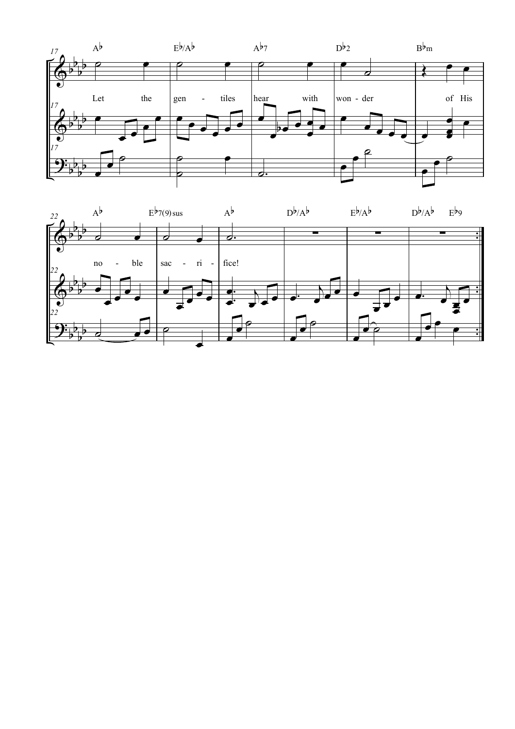Let the gentiles hear with wonder of His noble sacrifice!